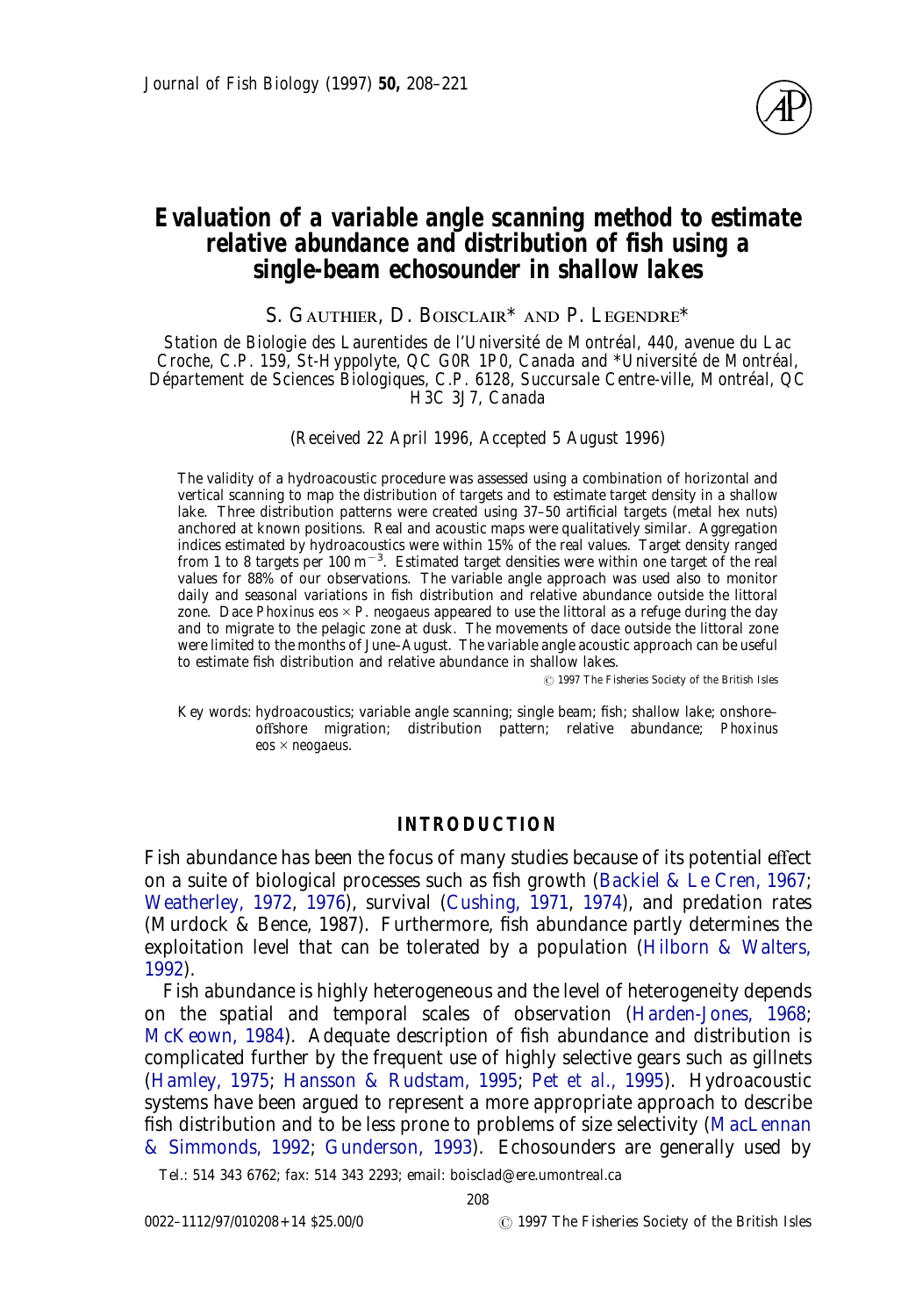# Evaluation of a variable angle scanning method to estimate relative abundance and distribution of fish using a single-beam echosounder in shallow lakes

S. Gauthier, D. Boisclair* and P. Legendre*

*Station de Biologie des Laurentides de l'Université de Montréal, 440, avenue du Lac Croche, C.P. 159, St-Hyppolyte, QC G0R 1P0, Canada and \*Université de Montréal, Département de Sciences Biologiques, C.P. 6128, Succursale Centre-ville, Montréal, QC H3C 3J7, Canada*

(Received 22 April 1996, Accepted 5 August 1996)

The validity of a hydroacoustic procedure was assessed using a combination of horizontal and vertical scanning to map the distribution of targets and to estimate target density in a shallow lake. Three distribution patterns were created using 37–50 artificial targets (metal hex nuts) anchored at known positions. Real and acoustic maps were qualitatively similar. Aggregation indices estimated by hydroacoustics were within 15% of the real values. Target density ranged from 1 to 8 targets per 100 $m^{-3}$. Estimated target densities were within one target of the real values for 88% of our observations. The variable angle approach was used also to monitor daily and seasonal variations in fish distribution and relative abundance outside the littoral zone. Dace *Phoxinus eos* × *P. neogaeus* appeared to use the littoral as a refuge during the day and to migrate to the pelagic zone at dusk. The movements of dace outside the littoral zone were limited to the months of June–August. The variable angle acoustic approach can be useful to estimate fish distribution and relative abundance in shallow lakes.

© 1997 The Fisheries Society of the British Isles

Key words: hydroacoustics; variable angle scanning; single beam; fish; shallow lake; onshore–offshore migration; distribution pattern; relative abundance; *Phoxinus eos* × *neogaeus*.

## INTRODUCTION

Fish abundance has been the focus of many studies because of its potential effect on a suite of biological processes such as fish growth (Backiel & Le Cren, 1967; Weatherley, 1972, 1976), survival (Cushing, 1971, 1974), and predation rates (Murdock & Bence, 1987). Furthermore, fish abundance partly determines the exploitation level that can be tolerated by a population (Hilborn & Walters, 1992).

Fish abundance is highly heterogeneous and the level of heterogeneity depends on the spatial and temporal scales of observation (Harden-Jones, 1968; McKeown, 1984). Adequate description of fish abundance and distribution is complicated further by the frequent use of highly selective gears such as gillnets (Hamley, 1975; Hansson & Rudstam, 1995; Pet *et al.*, 1995). Hydroacoustic systems have been argued to represent a more appropriate approach to describe fish distribution and to be less prone to problems of size selectivity (MacLennan & Simmonds, 1992; Gunderson, 1993). Echosounders are generally used by

Tel.: 514 343 6762; fax: 514 343 2293; email: boisclad@ere.umontreal.ca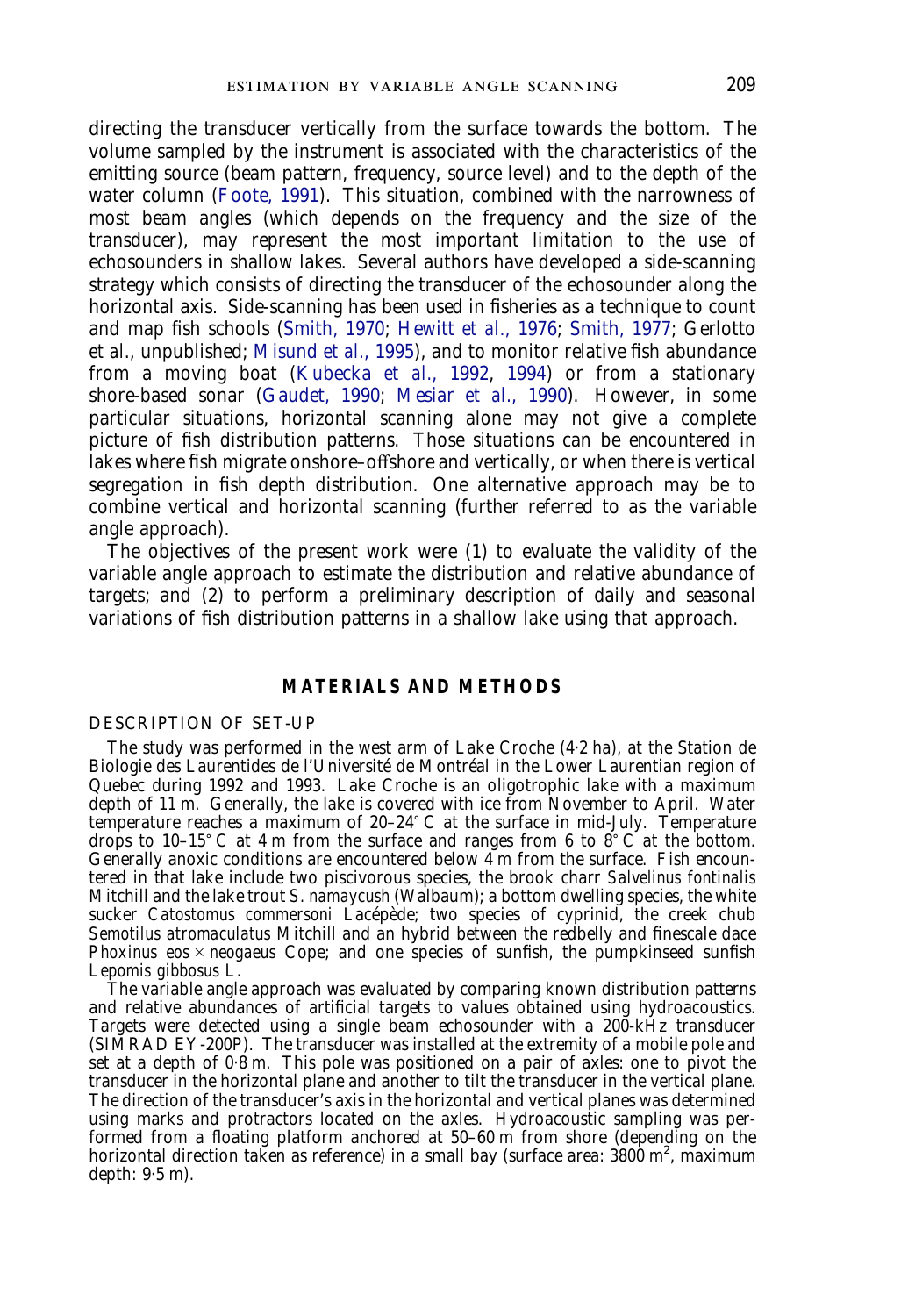directing the transducer vertically from the surface towards the bottom. The volume sampled by the instrument is associated with the characteristics of the emitting source (beam pattern, frequency, source level) and to the depth of the water column (Foote, 1991). This situation, combined with the narrowness of most beam angles (which depends on the frequency and the size of the transducer), may represent the most important limitation to the use of echosounders in shallow lakes. Several authors have developed a side-scanning strategy which consists of directing the transducer of the echosounder along the horizontal axis. Side-scanning has been used in fisheries as a technique to count and map fish schools (Smith, 1970; Hewitt *et al.*, 1976; Smith, 1977; Gerlotto et al., unpublished; Misund *et al.*, 1995), and to monitor relative fish abundance from a moving boat (Kubecka *et al.*, 1992, 1994) or from a stationary shore-based sonar (Gaudet, 1990; Mesiar *et al.*, 1990). However, in some particular situations, horizontal scanning alone may not give a complete picture of fish distribution patterns. Those situations can be encountered in lakes where fish migrate onshore–offshore and vertically, or when there is vertical segregation in fish depth distribution. One alternative approach may be to combine vertical and horizontal scanning (further referred to as the variable angle approach).

The objectives of the present work were (1) to evaluate the validity of the variable angle approach to estimate the distribution and relative abundance of targets; and (2) to perform a preliminary description of daily and seasonal variations of fish distribution patterns in a shallow lake using that approach.

## MATERIALS AND METHODS

### DESCRIPTION OF SET-UP

The study was performed in the west arm of Lake Croche (4·2 ha), at the Station de Biologie des Laurentides de l'Université de Montréal in the Lower Laurentian region of Quebec during 1992 and 1993. Lake Croche is an oligotrophic lake with a maximum depth of 11 m. Generally, the lake is covered with ice from November to April. Water temperature reaches a maximum of 20–24° C at the surface in mid-July. Temperature drops to 10–15° C at 4 m from the surface and ranges from 6 to 8° C at the bottom. Generally anoxic conditions are encountered below 4 m from the surface. Fish encountered in that lake include two piscivorous species, the brook charr *Salvelinus fontinalis* Mitchill and the lake trout *S. namaycush* (Walbaum); a bottom dwelling species, the white sucker *Catostomus commersoni* Lacépède; two species of cyprinid, the creek chub *Semotilus atromaculatus* Mitchill and an hybrid between the redbelly and finescale dace *Phoxinus eos* × *neogaeus* Cope; and one species of sunfish, the pumpkinseed sunfish *Lepomis gibbosus* L.

The variable angle approach was evaluated by comparing known distribution patterns and relative abundances of artificial targets to values obtained using hydroacoustics. Targets were detected using a single beam echosounder with a 200-kHz transducer (SIMRAD EY-200P). The transducer was installed at the extremity of a mobile pole and set at a depth of 0·8 m. This pole was positioned on a pair of axles: one to pivot the transducer in the horizontal plane and another to tilt the transducer in the vertical plane. The direction of the transducer's axis in the horizontal and vertical planes was determined using marks and protractors located on the axles. Hydroacoustic sampling was performed from a floating platform anchored at 50–60 m from shore (depending on the horizontal direction taken as reference) in a small bay (surface area: 3800 m$^2$, maximum depth: 9·5 m).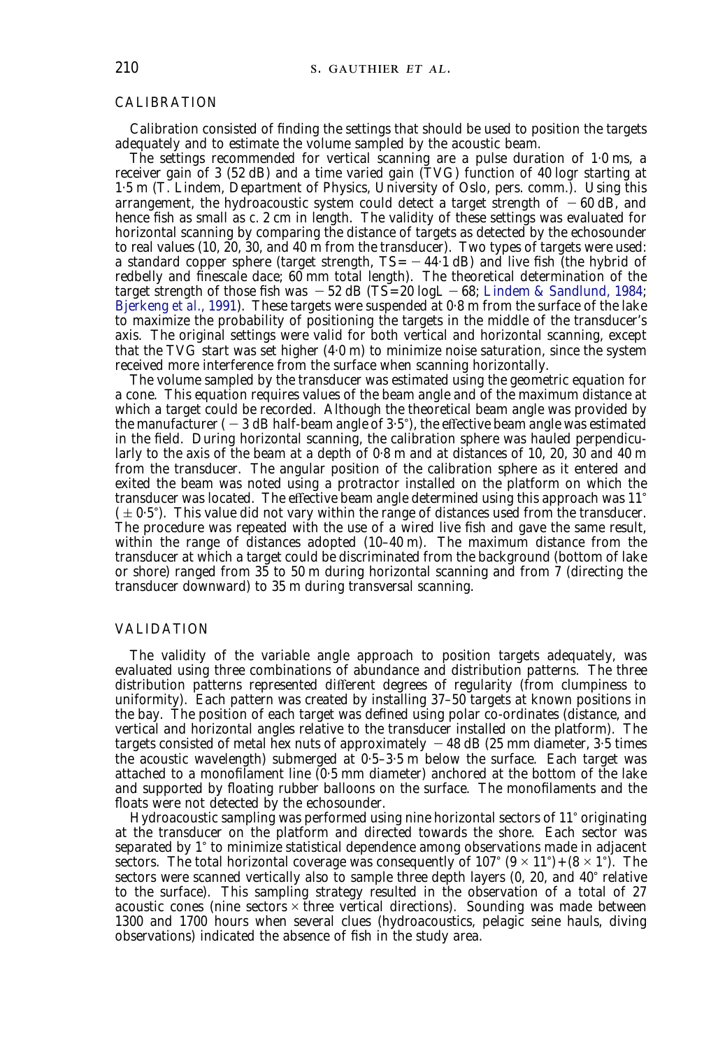## CALIBRATION

Calibration consisted of finding the settings that should be used to position the targets adequately and to estimate the volume sampled by the acoustic beam.

The settings recommended for vertical scanning are a pulse duration of 1·0 ms, a receiver gain of 3 (52 dB) and a time varied gain (TVG) function of 40 logr starting at 1·5 m (T. Lindem, Department of Physics, University of Oslo, pers. comm.). Using this arrangement, the hydroacoustic system could detect a target strength of − 60 dB, and hence fish as small as c. 2 cm in length. The validity of these settings was evaluated for horizontal scanning by comparing the distance of targets as detected by the echosounder to real values (10, 20, 30, and 40 m from the transducer). Two types of targets were used: a standard copper sphere (target strength, TS= − 44·1 dB) and live fish (the hybrid of redbelly and finescale dace; 60 mm total length). The theoretical determination of the target strength of those fish was − 52 dB (TS=20 logL − 68; Lindem & Sandlund, 1984; Bjerkeng *et al*., 1991). These targets were suspended at 0·8 m from the surface of the lake to maximize the probability of positioning the targets in the middle of the transducer's axis. The original settings were valid for both vertical and horizontal scanning, except that the TVG start was set higher (4·0 m) to minimize noise saturation, since the system received more interference from the surface when scanning horizontally.

The volume sampled by the transducer was estimated using the geometric equation for a cone. This equation requires values of the beam angle and of the maximum distance at which a target could be recorded. Although the theoretical beam angle was provided by the manufacturer ( − 3 dB half-beam angle of 3·5°), the effective beam angle was estimated in the field. During horizontal scanning, the calibration sphere was hauled perpendicularly to the axis of the beam at a depth of 0·8 m and at distances of 10, 20, 30 and 40 m from the transducer. The angular position of the calibration sphere as it entered and exited the beam was noted using a protractor installed on the platform on which the transducer was located. The effective beam angle determined using this approach was 11° ( ± 0·5°). This value did not vary within the range of distances used from the transducer. The procedure was repeated with the use of a wired live fish and gave the same result, within the range of distances adopted (10–40 m). The maximum distance from the transducer at which a target could be discriminated from the background (bottom of lake or shore) ranged from 35 to 50 m during horizontal scanning and from 7 (directing the transducer downward) to 35 m during transversal scanning.

## VALIDATION

The validity of the variable angle approach to position targets adequately, was evaluated using three combinations of abundance and distribution patterns. The three distribution patterns represented different degrees of regularity (from clumpiness to uniformity). Each pattern was created by installing 37–50 targets at known positions in the bay. The position of each target was defined using polar co-ordinates (distance, and vertical and horizontal angles relative to the transducer installed on the platform). The targets consisted of metal hex nuts of approximately − 48 dB (25 mm diameter, 3·5 times the acoustic wavelength) submerged at 0·5–3·5 m below the surface. Each target was attached to a monofilament line (0·5 mm diameter) anchored at the bottom of the lake and supported by floating rubber balloons on the surface. The monofilaments and the floats were not detected by the echosounder.

Hydroacoustic sampling was performed using nine horizontal sectors of 11° originating at the transducer on the platform and directed towards the shore. Each sector was separated by 1° to minimize statistical dependence among observations made in adjacent sectors. The total horizontal coverage was consequently of 107° $(9 \times 11°)+(8 \times 1°)$. The sectors were scanned vertically also to sample three depth layers (0, 20, and 40° relative to the surface). This sampling strategy resulted in the observation of a total of 27 acoustic cones (nine sectors × three vertical directions). Sounding was made between 1300 and 1700 hours when several clues (hydroacoustics, pelagic seine hauls, diving observations) indicated the absence of fish in the study area.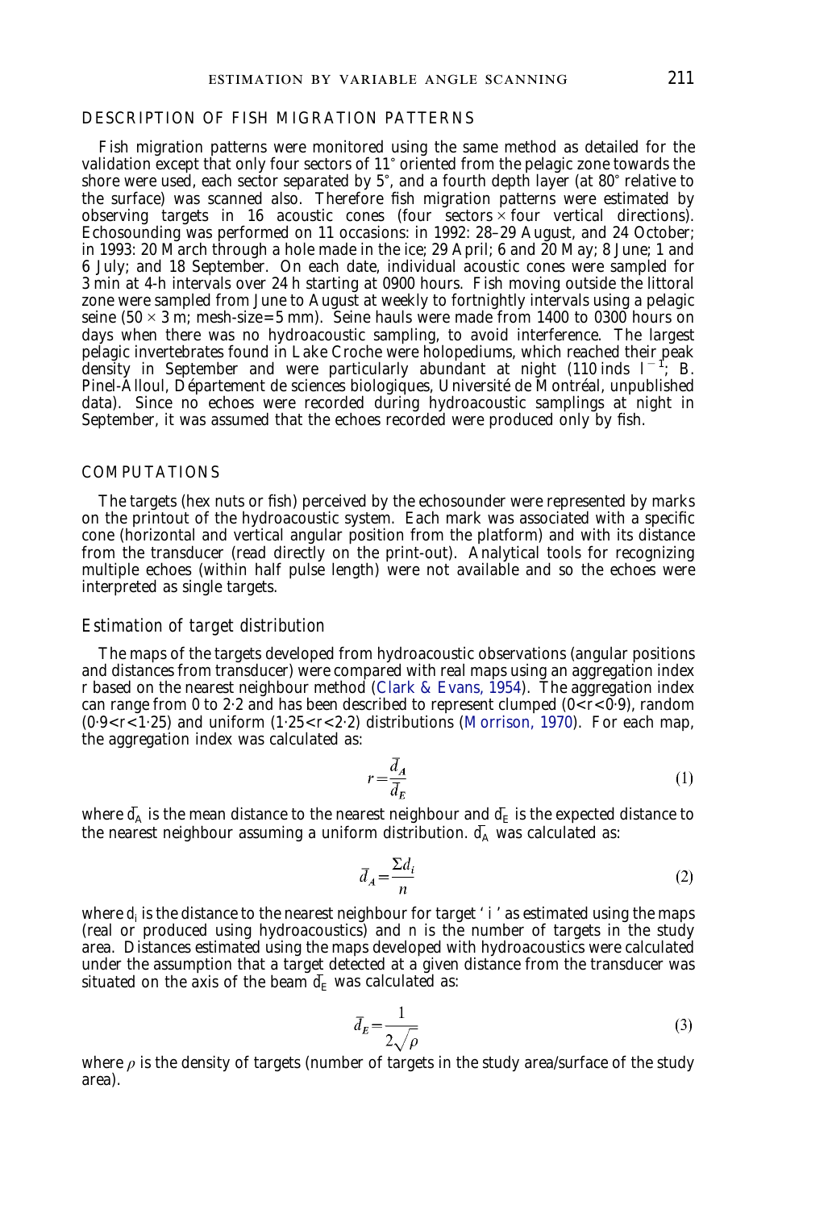## DESCRIPTION OF FISH MIGRATION PATTERNS

Fish migration patterns were monitored using the same method as detailed for the validation except that only four sectors of 11° oriented from the pelagic zone towards the shore were used, each sector separated by 5°, and a fourth depth layer (at 80° relative to the surface) was scanned also. Therefore fish migration patterns were estimated by observing targets in 16 acoustic cones (four sectors × four vertical directions). Echosounding was performed on 11 occasions: in 1992: 28–29 August, and 24 October; in 1993: 20 March through a hole made in the ice; 29 April; 6 and 20 May; 8 June; 1 and 6 July; and 18 September. On each date, individual acoustic cones were sampled for 3 min at 4-h intervals over 24 h starting at 0900 hours. Fish moving outside the littoral zone were sampled from June to August at weekly to fortnightly intervals using a pelagic seine (50 × 3 m; mesh-size=5 mm). Seine hauls were made from 1400 to 0300 hours on days when there was no hydroacoustic sampling, to avoid interference. The largest pelagic invertebrates found in Lake Croche were holopediums, which reached their peak density in September and were particularly abundant at night (110 inds $l^{-1}$; B. Pinel-Alloul, Département de sciences biologiques, Université de Montréal, unpublished data). Since no echoes were recorded during hydroacoustic samplings at night in September, it was assumed that the echoes recorded were produced only by fish.

## COMPUTATIONS

The targets (hex nuts or fish) perceived by the echosounder were represented by marks on the printout of the hydroacoustic system. Each mark was associated with a specific cone (horizontal and vertical angular position from the platform) and with its distance from the transducer (read directly on the print-out). Analytical tools for recognizing multiple echoes (within half pulse length) were not available and so the echoes were interpreted as single targets.

### *Estimation of target distribution*

The maps of the targets developed from hydroacoustic observations (angular positions and distances from transducer) were compared with real maps using an aggregation index *r* based on the nearest neighbour method (Clark & Evans, 1954). The aggregation index can range from 0 to 2·2 and has been described to represent clumped ($0<r<0{\cdot}9$), random ($0{\cdot}9<r<1{\cdot}25$) and uniform ($1{\cdot}25<r<2{\cdot}2$) distributions (Morrison, 1970). For each map, the aggregation index was calculated as:

$$r = \frac{\bar{d}_A}{\bar{d}_E} \tag{1}$$

where $\bar{d}_A$ is the mean distance to the nearest neighbour and $\bar{d}_E$ is the expected distance to the nearest neighbour assuming a uniform distribution. $\bar{d}_A$ was calculated as:

$$\bar{d}_A = \frac{\Sigma d_i}{n} \tag{2}$$

where $d_i$ is the distance to the nearest neighbour for target '*i*' as estimated using the maps (real or produced using hydroacoustics) and *n* is the number of targets in the study area. Distances estimated using the maps developed with hydroacoustics were calculated under the assumption that a target detected at a given distance from the transducer was situated on the axis of the beam $\bar{d}_E$ was calculated as:

$$\bar{d}_E = \frac{1}{2\sqrt{\rho}} \tag{3}$$

where $\rho$ is the density of targets (number of targets in the study area/surface of the study area).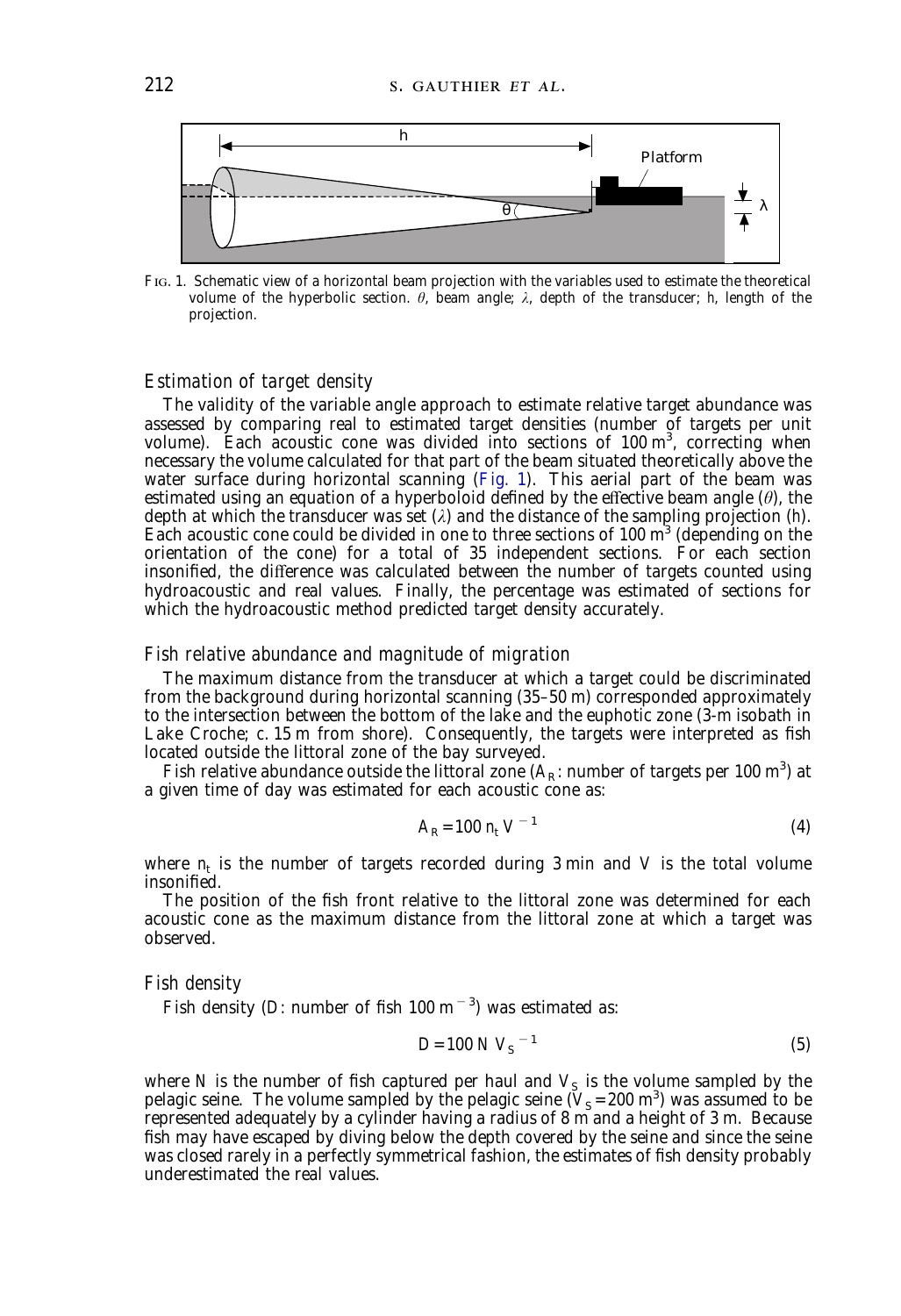Fig. 1. Schematic view of a horizontal beam projection with the variables used to estimate the theoretical volume of the hyperbolic section. $\theta$, beam angle; $\lambda$, depth of the transducer; $h$, length of the projection.

### *Estimation of target density*

The validity of the variable angle approach to estimate relative target abundance was assessed by comparing real to estimated target densities (number of targets per unit volume). Each acoustic cone was divided into sections of $100\ m^3$, correcting when necessary the volume calculated for that part of the beam situated theoretically above the water surface during horizontal scanning (Fig. 1). This aerial part of the beam was estimated using an equation of a hyperboloid defined by the effective beam angle ($\theta$), the depth at which the transducer was set ($\lambda$) and the distance of the sampling projection ($h$). Each acoustic cone could be divided in one to three sections of $100\ m^3$ (depending on the orientation of the cone) for a total of 35 independent sections. For each section insonified, the difference was calculated between the number of targets counted using hydroacoustic and real values. Finally, the percentage was estimated of sections for which the hydroacoustic method predicted target density accurately.

### *Fish relative abundance and magnitude of migration*

The maximum distance from the transducer at which a target could be discriminated from the background during horizontal scanning (35–50 m) corresponded approximately to the intersection between the bottom of the lake and the euphotic zone (3-m isobath in Lake Croche; *c.* 15 m from shore). Consequently, the targets were interpreted as fish located outside the littoral zone of the bay surveyed.

Fish relative abundance outside the littoral zone ($A_R$: number of targets per $100\ m^3$) at a given time of day was estimated for each acoustic cone as:

$$A_R = 100\ n_t\ V^{-1} \tag{4}$$

where $n_t$ is the number of targets recorded during 3 min and $V$ is the total volume insonified.

The position of the fish front relative to the littoral zone was determined for each acoustic cone as the maximum distance from the littoral zone at which a target was observed.

### *Fish density*

Fish density ($D$: number of fish $100\ m^{-3}$) was estimated as:

$$D = 100\ N\ V_S^{-1} \tag{5}$$

where $N$ is the number of fish captured per haul and $V_S$ is the volume sampled by the pelagic seine. The volume sampled by the pelagic seine ($V_S = 200\ m^3$) was assumed to be represented adequately by a cylinder having a radius of 8 m and a height of 3 m. Because fish may have escaped by diving below the depth covered by the seine and since the seine was closed rarely in a perfectly symmetrical fashion, the estimates of fish density probably underestimated the real values.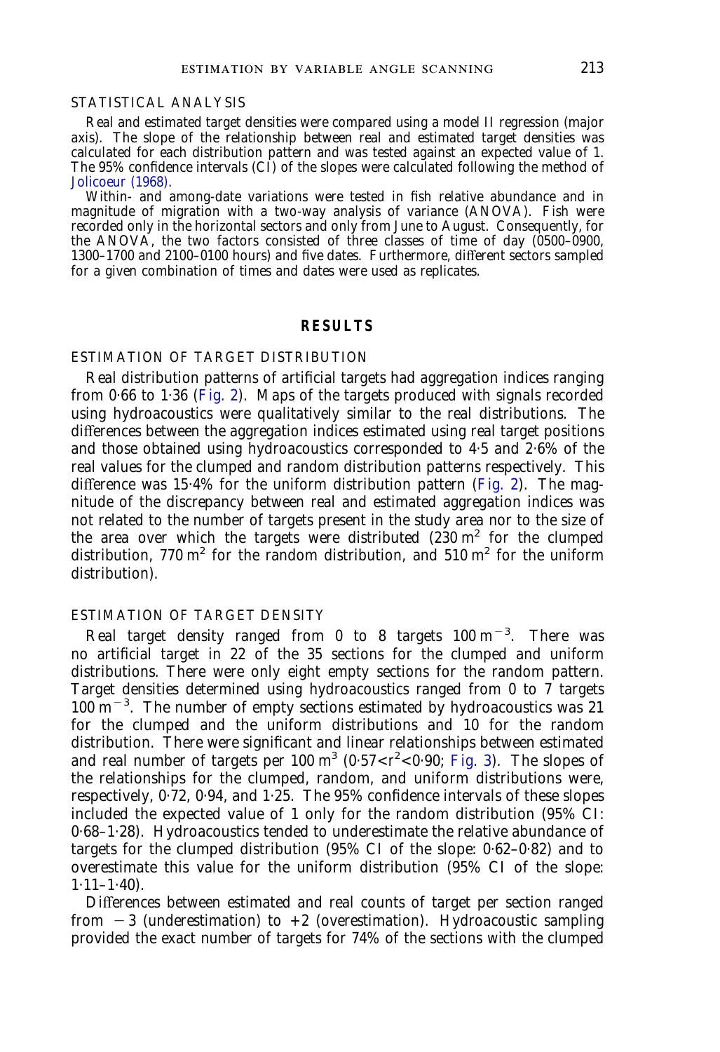### STATISTICAL ANALYSIS

Real and estimated target densities were compared using a model II regression (major axis). The slope of the relationship between real and estimated target densities was calculated for each distribution pattern and was tested against an expected value of 1. The 95% confidence intervals (CI) of the slopes were calculated following the method of Jolicoeur (1968).

Within- and among-date variations were tested in fish relative abundance and in magnitude of migration with a two-way analysis of variance (ANOVA). Fish were recorded only in the horizontal sectors and only from June to August. Consequently, for the ANOVA, the two factors consisted of three classes of time of day (0500–0900, 1300–1700 and 2100–0100 hours) and five dates. Furthermore, different sectors sampled for a given combination of times and dates were used as replicates.

## RESULTS

### ESTIMATION OF TARGET DISTRIBUTION

Real distribution patterns of artificial targets had aggregation indices ranging from 0·66 to 1·36 (Fig. 2). Maps of the targets produced with signals recorded using hydroacoustics were qualitatively similar to the real distributions. The differences between the aggregation indices estimated using real target positions and those obtained using hydroacoustics corresponded to 4·5 and 2·6% of the real values for the clumped and random distribution patterns respectively. This difference was 15·4% for the uniform distribution pattern (Fig. 2). The magnitude of the discrepancy between real and estimated aggregation indices was not related to the number of targets present in the study area nor to the size of the area over which the targets were distributed (230 $m^2$ for the clumped distribution, 770 $m^2$ for the random distribution, and 510 $m^2$ for the uniform distribution).

### ESTIMATION OF TARGET DENSITY

Real target density ranged from 0 to 8 targets 100 $m^{-3}$. There was no artificial target in 22 of the 35 sections for the clumped and uniform distributions. There were only eight empty sections for the random pattern. Target densities determined using hydroacoustics ranged from 0 to 7 targets 100 $m^{-3}$. The number of empty sections estimated by hydroacoustics was 21 for the clumped and the uniform distributions and 10 for the random distribution. There were significant and linear relationships between estimated and real number of targets per 100 $m^3$ ($0{\cdot}57<r^2<0{\cdot}90$; Fig. 3). The slopes of the relationships for the clumped, random, and uniform distributions were, respectively, 0·72, 0·94, and 1·25. The 95% confidence intervals of these slopes included the expected value of 1 only for the random distribution (95% CI: 0·68–1·28). Hydroacoustics tended to underestimate the relative abundance of targets for the clumped distribution (95% CI of the slope: 0·62–0·82) and to overestimate this value for the uniform distribution (95% CI of the slope: 1·11–1·40).

Differences between estimated and real counts of target per section ranged from −3 (underestimation) to +2 (overestimation). Hydroacoustic sampling provided the exact number of targets for 74% of the sections with the clumped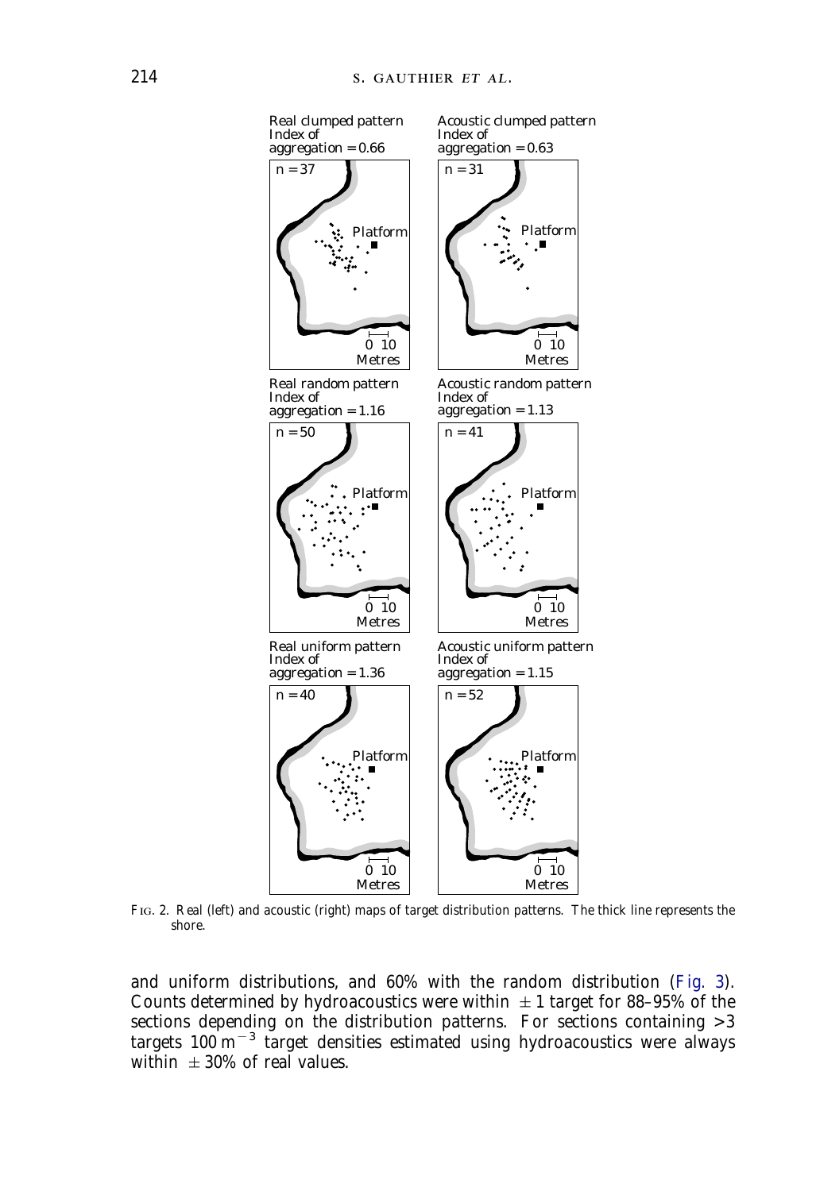Real clumped pattern
Index of
aggregation = 0.66

n = 37

Platform

0 10
Metres

Acoustic clumped pattern
Index of
aggregation = 0.63

n = 31

Platform

0 10
Metres

Real random pattern
Index of
aggregation = 1.16

n = 50

Platform

0 10
Metres

Acoustic random pattern
Index of
aggregation = 1.13

n = 41

Platform

0 10
Metres

Real uniform pattern
Index of
aggregation = 1.36

n = 40

Platform

0 10
Metres

Acoustic uniform pattern
Index of
aggregation = 1.15

n = 52

Platform

0 10
Metres

FIG. 2. Real (left) and acoustic (right) maps of target distribution patterns. The thick line represents the shore.

and uniform distributions, and 60% with the random distribution (Fig. 3). Counts determined by hydroacoustics were within $\pm 1$ target for 88–95% of the sections depending on the distribution patterns. For sections containing >3 targets $100\ m^{-3}$ target densities estimated using hydroacoustics were always within $\pm 30\%$ of real values.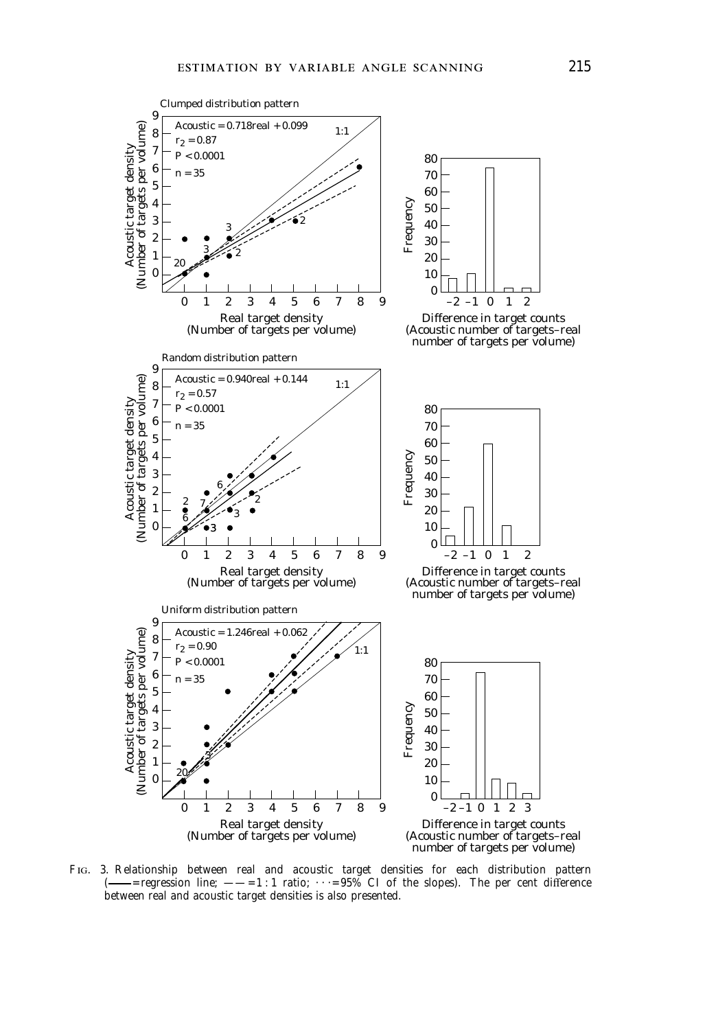Clumped distribution pattern

Acoustic = 0.718real + 0.099
$r_2 = 0.87$
$P < 0.0001$
$n = 35$

Random distribution pattern

Acoustic = 0.940real + 0.144
$r_2 = 0.57$
$P < 0.0001$
$n = 35$

Uniform distribution pattern

Acoustic = 1.246real + 0.062
$r_2 = 0.90$
$P < 0.0001$
$n = 35$

FIG. 3. Relationship between real and acoustic target densities for each distribution pattern (—— = regression line; — — = 1 : 1 ratio; · · · = 95% CI of the slopes). The per cent difference between real and acoustic target densities is also presented.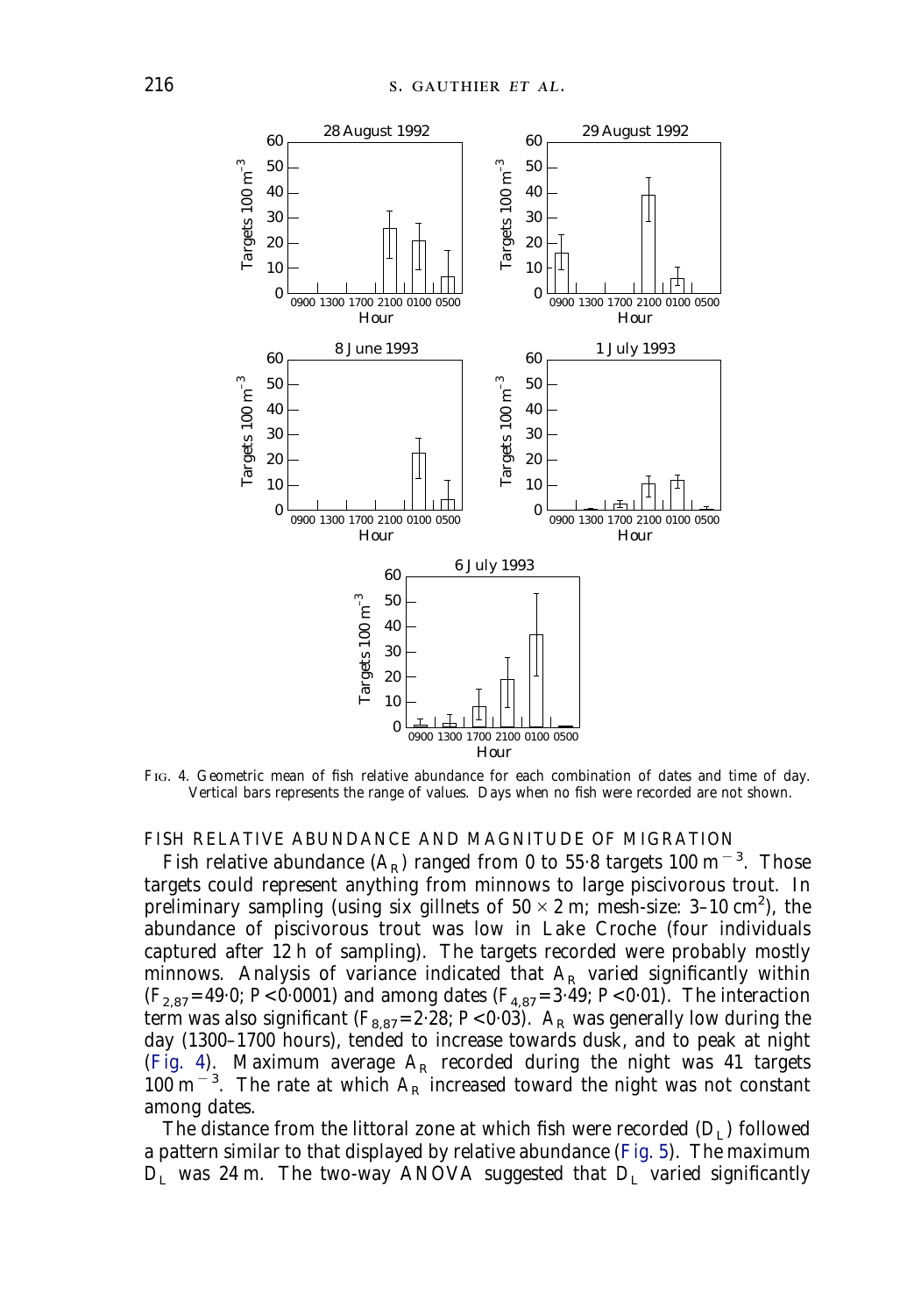FIG. 4. Geometric mean of fish relative abundance for each combination of dates and time of day. Vertical bars represents the range of values. Days when no fish were recorded are not shown.

### FISH RELATIVE ABUNDANCE AND MAGNITUDE OF MIGRATION

Fish relative abundance ($A_R$) ranged from 0 to 55·8 targets 100 $m^{-3}$. Those targets could represent anything from minnows to large piscivorous trout. In preliminary sampling (using six gillnets of $50 \times 2$ m; mesh-size: 3–10 $cm^2$), the abundance of piscivorous trout was low in Lake Croche (four individuals captured after 12 h of sampling). The targets recorded were probably mostly minnows. Analysis of variance indicated that $A_R$ varied significantly within ($F_{2,87}=49·0$; $P<0·0001$) and among dates ($F_{4,87}=3·49$; $P<0·01$). The interaction term was also significant ($F_{8,87}=2·28$; $P<0·03$). $A_R$ was generally low during the day (1300–1700 hours), tended to increase towards dusk, and to peak at night (Fig. 4). Maximum average $A_R$ recorded during the night was 41 targets 100 $m^{-3}$. The rate at which $A_R$ increased toward the night was not constant among dates.

The distance from the littoral zone at which fish were recorded ($D_L$) followed a pattern similar to that displayed by relative abundance (Fig. 5). The maximum $D_L$ was 24 m. The two-way ANOVA suggested that $D_L$ varied significantly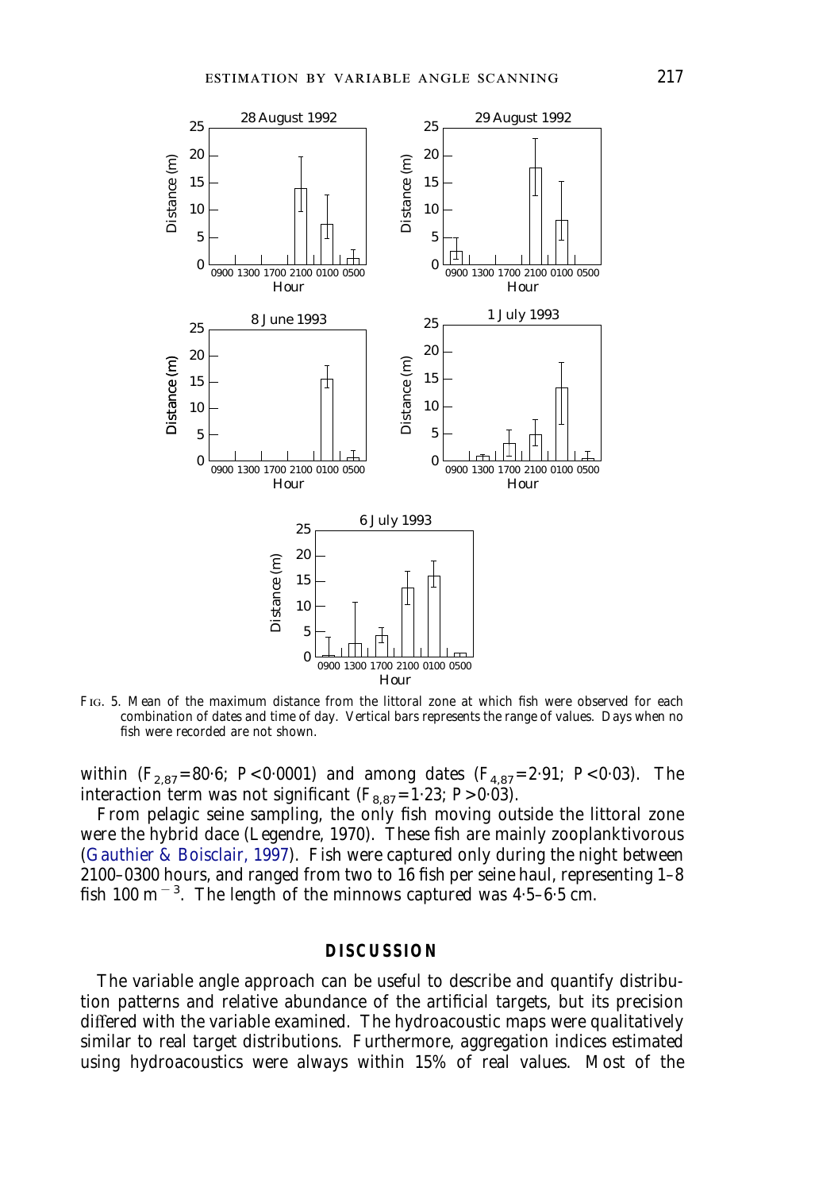FIG. 5. Mean of the maximum distance from the littoral zone at which fish were observed for each combination of dates and time of day. Vertical bars represents the range of values. Days when no fish were recorded are not shown.

within ($F_{2,87}=80{\cdot}6$; $P<0{\cdot}0001$) and among dates ($F_{4,87}=2{\cdot}91$; $P<0{\cdot}03$). The interaction term was not significant ($F_{8,87}=1{\cdot}23$; $P>0{\cdot}03$).

From pelagic seine sampling, the only fish moving outside the littoral zone were the hybrid dace (Legendre, 1970). These fish are mainly zooplanktivorous (Gauthier & Boisclair, 1997). Fish were captured only during the night between 2100–0300 hours, and ranged from two to 16 fish per seine haul, representing 1–8 fish 100 $m^{-3}$. The length of the minnows captured was 4·5–6·5 cm.

## DISCUSSION

The variable angle approach can be useful to describe and quantify distribution patterns and relative abundance of the artificial targets, but its precision differed with the variable examined. The hydroacoustic maps were qualitatively similar to real target distributions. Furthermore, aggregation indices estimated using hydroacoustics were always within 15% of real values. Most of the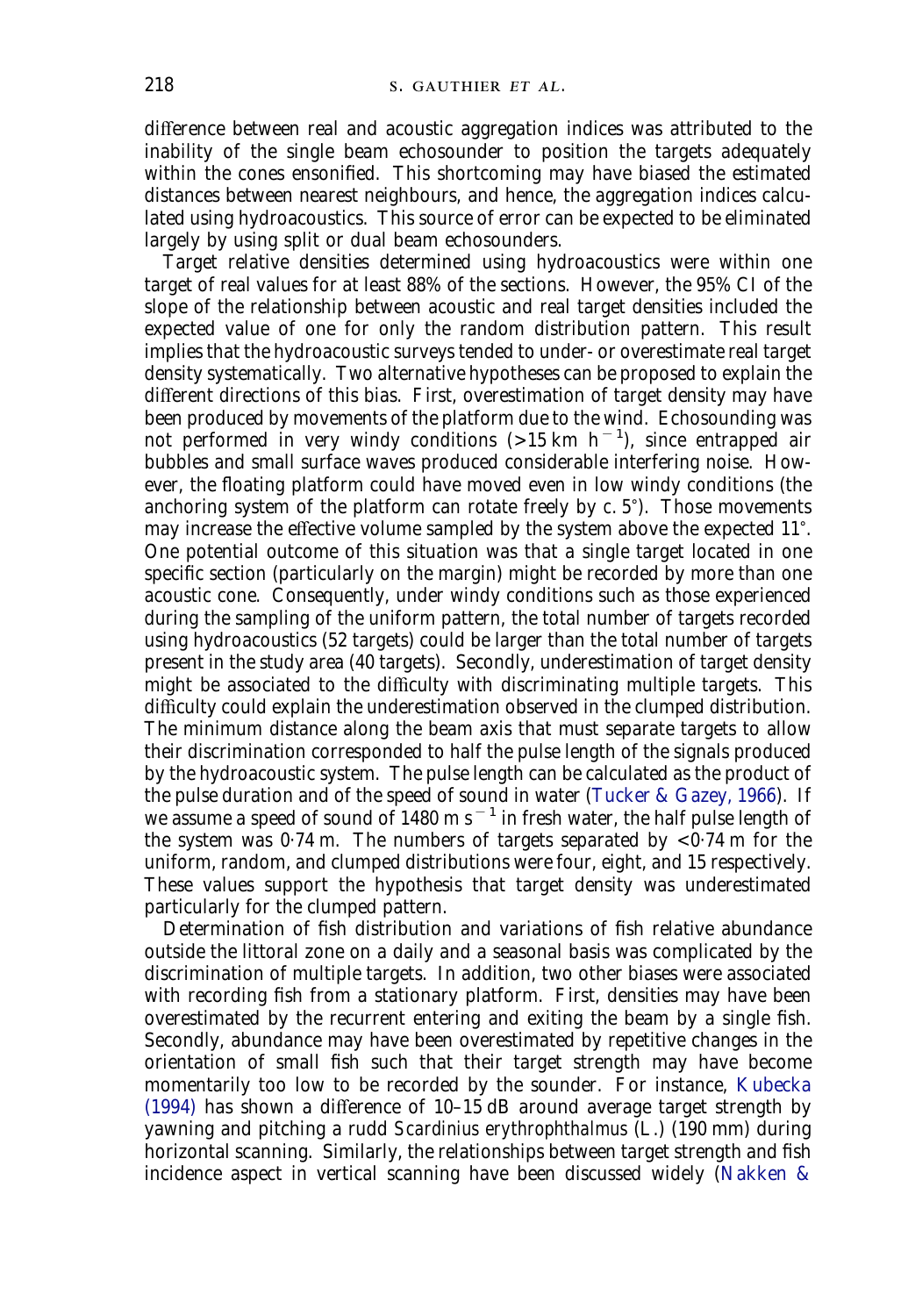difference between real and acoustic aggregation indices was attributed to the inability of the single beam echosounder to position the targets adequately within the cones ensonified. This shortcoming may have biased the estimated distances between nearest neighbours, and hence, the aggregation indices calculated using hydroacoustics. This source of error can be expected to be eliminated largely by using split or dual beam echosounders.

Target relative densities determined using hydroacoustics were within one target of real values for at least 88% of the sections. However, the 95% CI of the slope of the relationship between acoustic and real target densities included the expected value of one for only the random distribution pattern. This result implies that the hydroacoustic surveys tended to under- or overestimate real target density systematically. Two alternative hypotheses can be proposed to explain the different directions of this bias. First, overestimation of target density may have been produced by movements of the platform due to the wind. Echosounding was not performed in very windy conditions (>15 km $h^{-1}$), since entrapped air bubbles and small surface waves produced considerable interfering noise. However, the floating platform could have moved even in low windy conditions (the anchoring system of the platform can rotate freely by c. 5°). Those movements may increase the effective volume sampled by the system above the expected 11°. One potential outcome of this situation was that a single target located in one specific section (particularly on the margin) might be recorded by more than one acoustic cone. Consequently, under windy conditions such as those experienced during the sampling of the uniform pattern, the total number of targets recorded using hydroacoustics (52 targets) could be larger than the total number of targets present in the study area (40 targets). Secondly, underestimation of target density might be associated to the difficulty with discriminating multiple targets. This difficulty could explain the underestimation observed in the clumped distribution. The minimum distance along the beam axis that must separate targets to allow their discrimination corresponded to half the pulse length of the signals produced by the hydroacoustic system. The pulse length can be calculated as the product of the pulse duration and of the speed of sound in water (Tucker & Gazey, 1966). If we assume a speed of sound of 1480 m $s^{-1}$ in fresh water, the half pulse length of the system was 0·74 m. The numbers of targets separated by <0·74 m for the uniform, random, and clumped distributions were four, eight, and 15 respectively. These values support the hypothesis that target density was underestimated particularly for the clumped pattern.

Determination of fish distribution and variations of fish relative abundance outside the littoral zone on a daily and a seasonal basis was complicated by the discrimination of multiple targets. In addition, two other biases were associated with recording fish from a stationary platform. First, densities may have been overestimated by the recurrent entering and exiting the beam by a single fish. Secondly, abundance may have been overestimated by repetitive changes in the orientation of small fish such that their target strength may have become momentarily too low to be recorded by the sounder. For instance, Kubecka (1994) has shown a difference of 10–15 dB around average target strength by yawning and pitching a rudd *Scardinius erythrophthalmus* (L.) (190 mm) during horizontal scanning. Similarly, the relationships between target strength and fish incidence aspect in vertical scanning have been discussed widely (Nakken &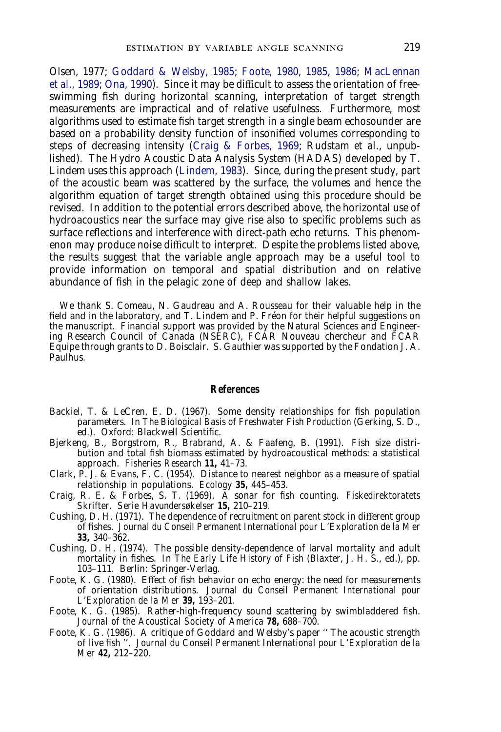Olsen, 1977; Goddard & Welsby, 1985; Foote, 1980, 1985, 1986; MacLennan *et al*., 1989; Ona, 1990). Since it may be difficult to assess the orientation of free-swimming fish during horizontal scanning, interpretation of target strength measurements are impractical and of relative usefulness. Furthermore, most algorithms used to estimate fish target strength in a single beam echosounder are based on a probability density function of insonified volumes corresponding to steps of decreasing intensity (Craig & Forbes, 1969; Rudstam *et al*., unpublished). The Hydro Acoustic Data Analysis System (HADAS) developed by T. Lindem uses this approach (Lindem, 1983). Since, during the present study, part of the acoustic beam was scattered by the surface, the volumes and hence the algorithm equation of target strength obtained using this procedure should be revised. In addition to the potential errors described above, the horizontal use of hydroacoustics near the surface may give rise also to specific problems such as surface reflections and interference with direct-path echo returns. This phenomenon may produce noise difficult to interpret. Despite the problems listed above, the results suggest that the variable angle approach may be a useful tool to provide information on temporal and spatial distribution and on relative abundance of fish in the pelagic zone of deep and shallow lakes.

We thank S. Comeau, N. Gaudreau and A. Rousseau for their valuable help in the field and in the laboratory, and T. Lindem and P. Fréon for their helpful suggestions on the manuscript. Financial support was provided by the Natural Sciences and Engineering Research Council of Canada (NSERC), FCAR Nouveau chercheur and FCAR Equipe through grants to D. Boisclair. S. Gauthier was supported by the Fondation J. A. Paulhus.

## References

Backiel, T. & LeCren, E. D. (1967). Some density relationships for fish population parameters. In *The Biological Basis of Freshwater Fish Production* (Gerking, S. D., ed.). Oxford: Blackwell Scientific.

Bjerkeng, B., Borgstrom, R., Brabrand, A. & Faafeng, B. (1991). Fish size distribution and total fish biomass estimated by hydroacoustical methods: a statistical approach. *Fisheries Research* **11,** 41–73.

Clark, P. J. & Evans, F. C. (1954). Distance to nearest neighbor as a measure of spatial relationship in populations. *Ecology* **35,** 445–453.

Craig, R. E. & Forbes, S. T. (1969). A sonar for fish counting. *Fiskedirektoratets Skrifter. Serie Havundersøkelser* **15,** 210–219.

Cushing, D. H. (1971). The dependence of recruitment on parent stock in different group of fishes. *Journal du Conseil Permanent International pour L'Exploration de la Mer* **33,** 340–362.

Cushing, D. H. (1974). The possible density-dependence of larval mortality and adult mortality in fishes. In *The Early Life History of Fish* (Blaxter, J. H. S., ed.), pp. 103–111. Berlin: Springer-Verlag.

Foote, K. G. (1980). Effect of fish behavior on echo energy: the need for measurements of orientation distributions. *Journal du Conseil Permanent International pour L'Exploration de la Mer* **39,** 193–201.

Foote, K. G. (1985). Rather-high-frequency sound scattering by swimbladdered fish. *Journal of the Acoustical Society of America* **78,** 688–700.

Foote, K. G. (1986). A critique of Goddard and Welsby's paper '' The acoustic strength of live fish ''. *Journal du Conseil Permanent International pour L'Exploration de la Mer* **42,** 212–220.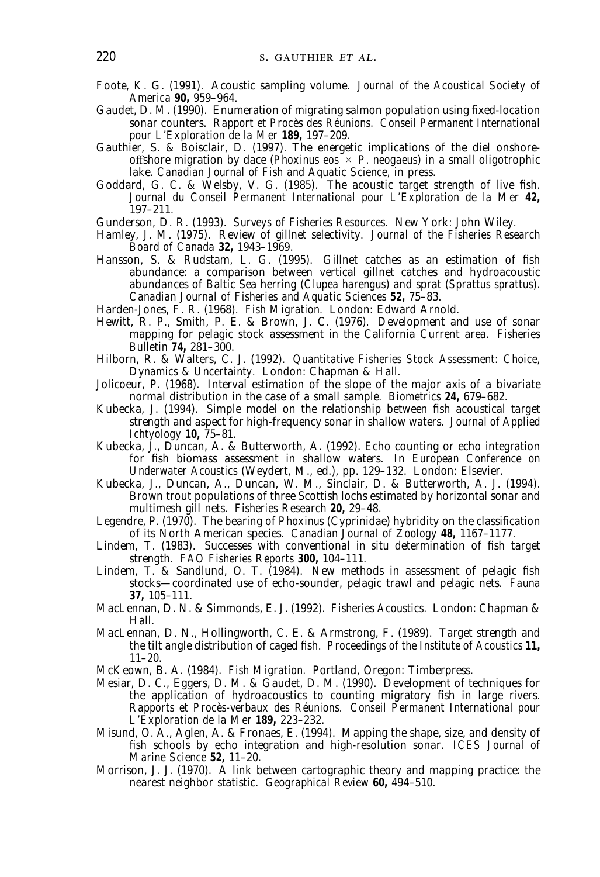Foote, K. G. (1991). Acoustic sampling volume. *Journal of the Acoustical Society of America* **90,** 959–964.

Gaudet, D. M. (1990). Enumeration of migrating salmon population using fixed-location sonar counters. *Rapport et Procès des Réunions. Conseil Permanent International pour L'Exploration de la Mer* **189,** 197–209.

Gauthier, S. & Boisclair, D. (1997). The energetic implications of the diel onshore-offshore migration by dace (*Phoxinus eos* × *P. neogaeus*) in a small oligotrophic lake. *Canadian Journal of Fish and Aquatic Science*, in press.

Goddard, G. C. & Welsby, V. G. (1985). The acoustic target strength of live fish. *Journal du Conseil Permanent International pour L'Exploration de la Mer* **42,** 197–211.

Gunderson, D. R. (1993). *Surveys of Fisheries Resources*. New York: John Wiley.

Hamley, J. M. (1975). Review of gillnet selectivity. *Journal of the Fisheries Research Board of Canada* **32,** 1943–1969.

Hansson, S. & Rudstam, L. G. (1995). Gillnet catches as an estimation of fish abundance: a comparison between vertical gillnet catches and hydroacoustic abundances of Baltic Sea herring (*Clupea harengus*) and sprat (*Sprattus sprattus*). *Canadian Journal of Fisheries and Aquatic Sciences* **52,** 75–83.

Harden-Jones, F. R. (1968). *Fish Migration*. London: Edward Arnold.

Hewitt, R. P., Smith, P. E. & Brown, J. C. (1976). Development and use of sonar mapping for pelagic stock assessment in the California Current area. *Fisheries Bulletin* **74,** 281–300.

Hilborn, R. & Walters, C. J. (1992). *Quantitative Fisheries Stock Assessment: Choice, Dynamics & Uncertainty*. London: Chapman & Hall.

Jolicoeur, P. (1968). Interval estimation of the slope of the major axis of a bivariate normal distribution in the case of a small sample. *Biometrics* **24,** 679–682.

Kubecka, J. (1994). Simple model on the relationship between fish acoustical target strength and aspect for high-frequency sonar in shallow waters. *Journal of Applied Ichtyology* **10,** 75–81.

Kubecka, J., Duncan, A. & Butterworth, A. (1992). Echo counting or echo integration for fish biomass assessment in shallow waters. In *European Conference on Underwater Acoustics* (Weydert, M., ed.), pp. 129–132. London: Elsevier.

Kubecka, J., Duncan, A., Duncan, W. M., Sinclair, D. & Butterworth, A. J. (1994). Brown trout populations of three Scottish lochs estimated by horizontal sonar and multimesh gill nets. *Fisheries Research* **20,** 29–48.

Legendre, P. (1970). The bearing of *Phoxinus* (Cyprinidae) hybridity on the classification of its North American species. *Canadian Journal of Zoology* **48,** 1167–1177.

Lindem, T. (1983). Successes with conventional *in situ* determination of fish target strength. *FAO Fisheries Reports* **300,** 104–111.

Lindem, T. & Sandlund, O. T. (1984). New methods in assessment of pelagic fish stocks—coordinated use of echo-sounder, pelagic trawl and pelagic nets. *Fauna* **37,** 105–111.

MacLennan, D. N. & Simmonds, E. J. (1992). *Fisheries Acoustics*. London: Chapman & Hall.

MacLennan, D. N., Hollingworth, C. E. & Armstrong, F. (1989). Target strength and the tilt angle distribution of caged fish. *Proceedings of the Institute of Acoustics* **11,** 11–20.

McKeown, B. A. (1984). *Fish Migration*. Portland, Oregon: Timberpress.

Mesiar, D. C., Eggers, D. M. & Gaudet, D. M. (1990). Development of techniques for the application of hydroacoustics to counting migratory fish in large rivers. *Rapports et Procès-verbaux des Réunions. Conseil Permanent International pour L'Exploration de la Mer* **189,** 223–232.

Misund, O. A., Aglen, A. & Fronaes, E. (1994). Mapping the shape, size, and density of fish schools by echo integration and high-resolution sonar. *ICES Journal of Marine Science* **52,** 11–20.

Morrison, J. J. (1970). A link between cartographic theory and mapping practice: the nearest neighbor statistic. *Geographical Review* **60,** 494–510.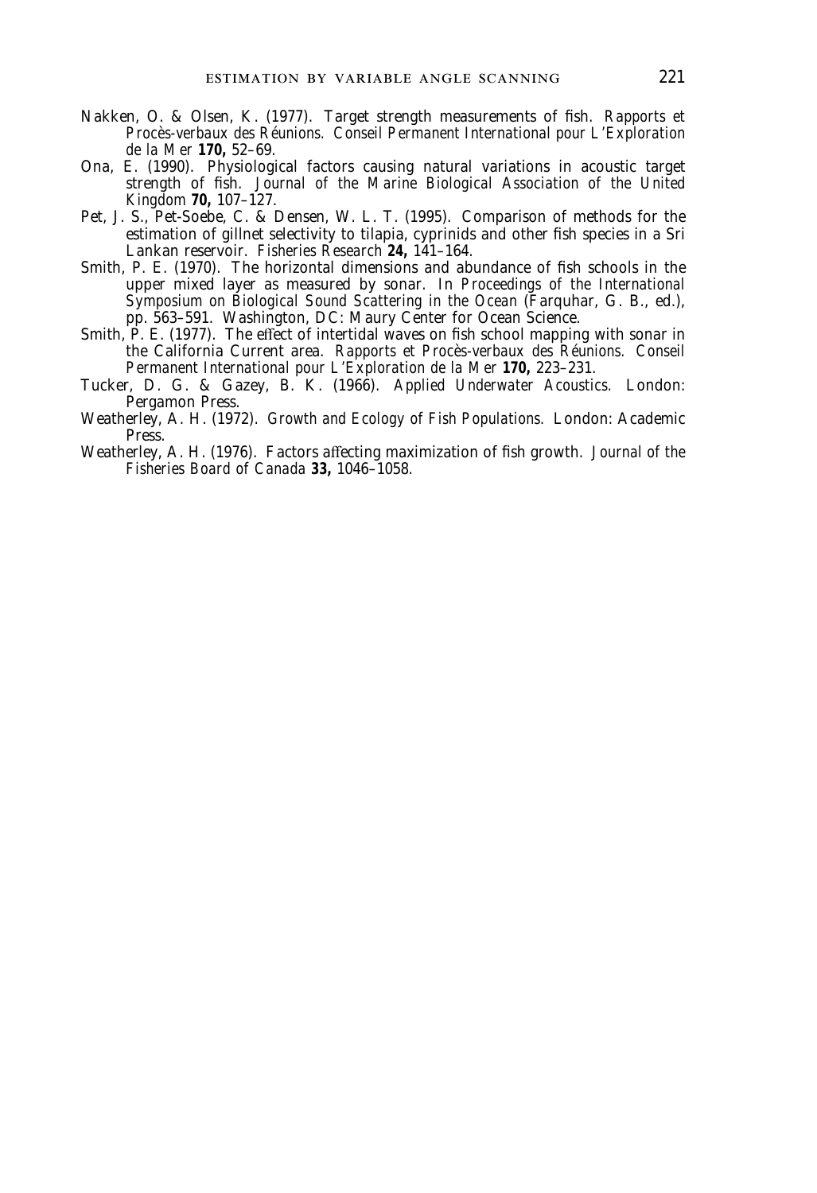Nakken, O. & Olsen, K. (1977). Target strength measurements of fish. *Rapports et Procès-verbaux des Réunions. Conseil Permanent International pour L'Exploration de la Mer* **170,** 52–69.

Ona, E. (1990). Physiological factors causing natural variations in acoustic target strength of fish. *Journal of the Marine Biological Association of the United Kingdom* **70,** 107–127.

Pet, J. S., Pet-Soebe, C. & Densen, W. L. T. (1995). Comparison of methods for the estimation of gillnet selectivity to tilapia, cyprinids and other fish species in a Sri Lankan reservoir. *Fisheries Research* **24,** 141–164.

Smith, P. E. (1970). The horizontal dimensions and abundance of fish schools in the upper mixed layer as measured by sonar. In *Proceedings of the International Symposium on Biological Sound Scattering in the Ocean* (Farquhar, G. B., ed.), pp. 563–591. Washington, DC: Maury Center for Ocean Science.

Smith, P. E. (1977). The effect of intertidal waves on fish school mapping with sonar in the California Current area. *Rapports et Procès-verbaux des Réunions. Conseil Permanent International pour L'Exploration de la Mer* **170,** 223–231.

Tucker, D. G. & Gazey, B. K. (1966). *Applied Underwater Acoustics.* London: Pergamon Press.

Weatherley, A. H. (1972). *Growth and Ecology of Fish Populations.* London: Academic Press.

Weatherley, A. H. (1976). Factors affecting maximization of fish growth. *Journal of the Fisheries Board of Canada* **33,** 1046–1058.